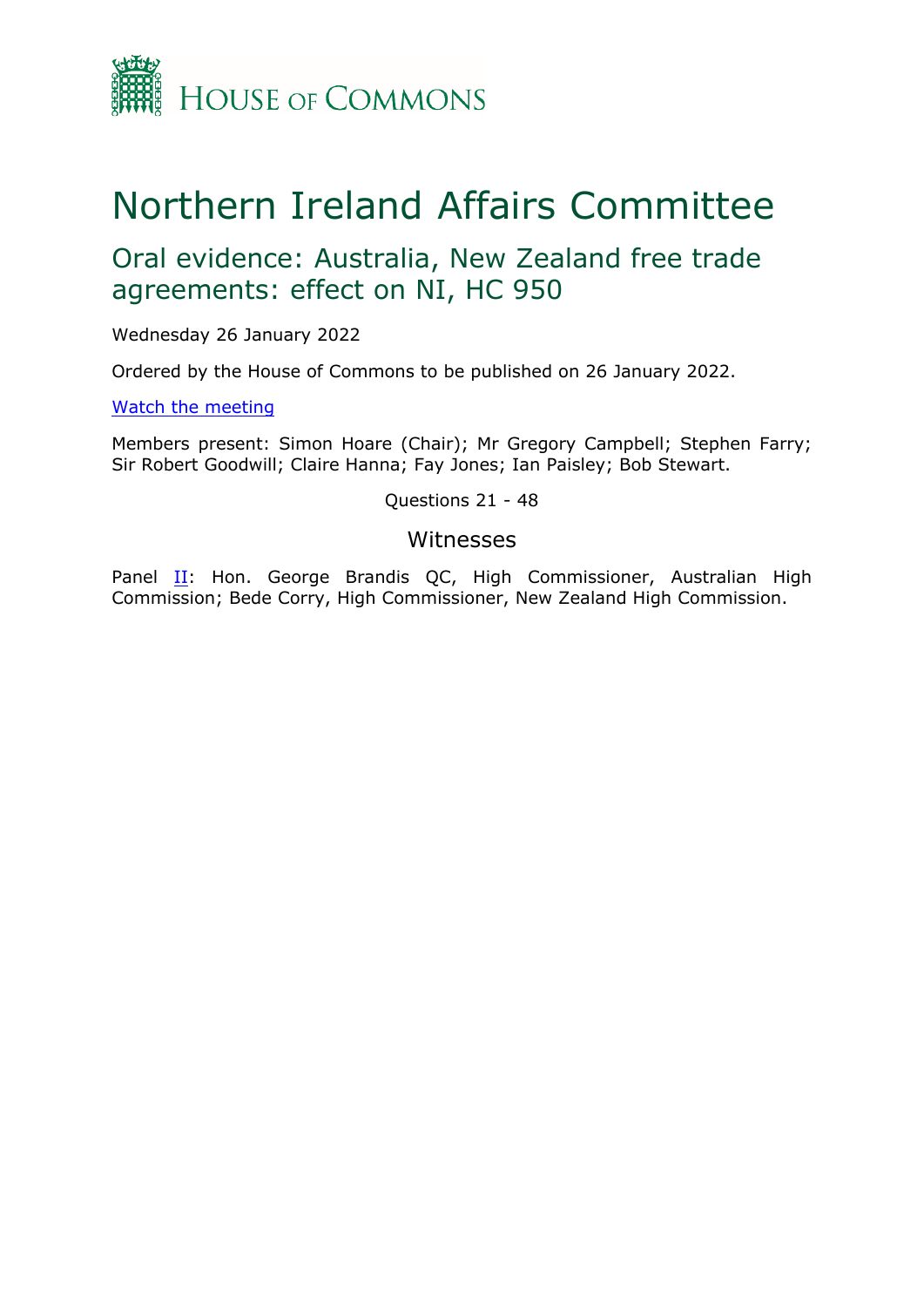HOUSE OF COMMONS

# Northern Ireland Affairs Committee

## Oral evidence: Australia, New Zealand free trade agreements: effect on NI, HC 950

Wednesday 26 January 2022

Ordered by the House of Commons to be published on 26 January 2022.

[Watch the meeting](#)

Members present: Simon Hoare (Chair); Mr Gregory Campbell; Stephen Farry; Sir Robert Goodwill; Claire Hanna; Fay Jones; Ian Paisley; Bob Stewart.

Questions 21 - 48

### Witnesses

Panel II: Hon. George Brandis QC, High Commissioner, Australian High Commission; Bede Corry, High Commissioner, New Zealand High Commission.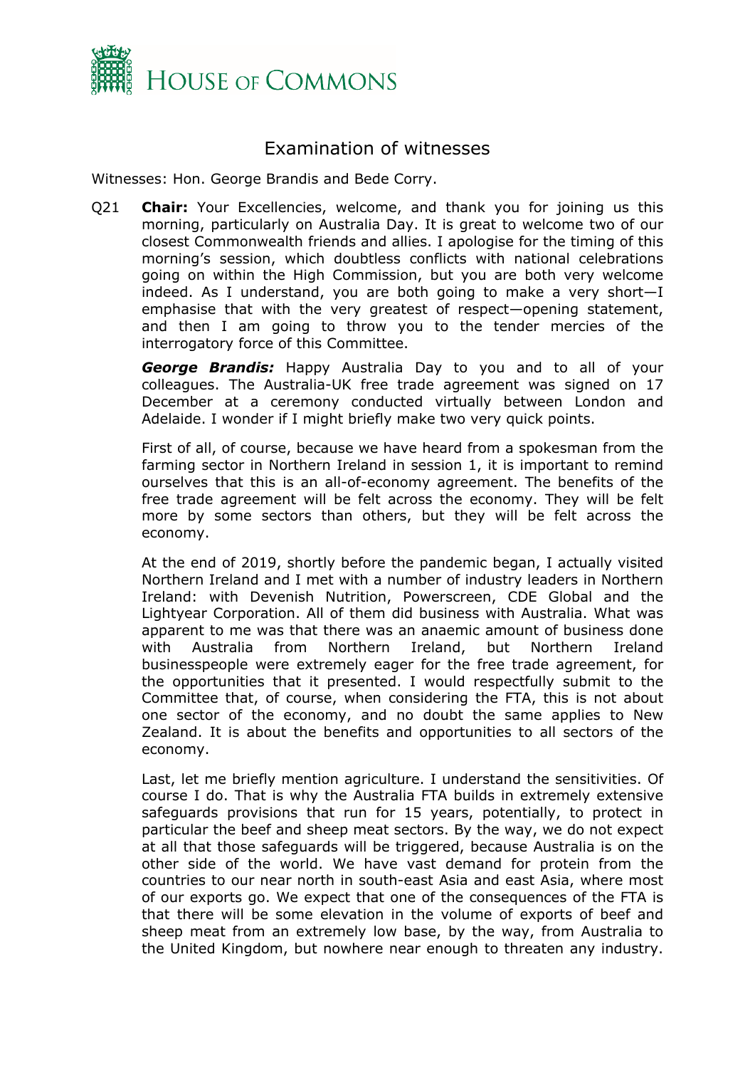## Examination of witnesses

Witnesses: Hon. George Brandis and Bede Corry.

Q21 **Chair:** Your Excellencies, welcome, and thank you for joining us this morning, particularly on Australia Day. It is great to welcome two of our closest Commonwealth friends and allies. I apologise for the timing of this morning's session, which doubtless conflicts with national celebrations going on within the High Commission, but you are both very welcome indeed. As I understand, you are both going to make a very short—I emphasise that with the very greatest of respect—opening statement, and then I am going to throw you to the tender mercies of the interrogatory force of this Committee.

***George Brandis:*** Happy Australia Day to you and to all of your colleagues. The Australia-UK free trade agreement was signed on 17 December at a ceremony conducted virtually between London and Adelaide. I wonder if I might briefly make two very quick points.

First of all, of course, because we have heard from a spokesman from the farming sector in Northern Ireland in session 1, it is important to remind ourselves that this is an all-of-economy agreement. The benefits of the free trade agreement will be felt across the economy. They will be felt more by some sectors than others, but they will be felt across the economy.

At the end of 2019, shortly before the pandemic began, I actually visited Northern Ireland and I met with a number of industry leaders in Northern Ireland: with Devenish Nutrition, Powerscreen, CDE Global and the Lightyear Corporation. All of them did business with Australia. What was apparent to me was that there was an anaemic amount of business done with Australia from Northern Ireland, but Northern Ireland businesspeople were extremely eager for the free trade agreement, for the opportunities that it presented. I would respectfully submit to the Committee that, of course, when considering the FTA, this is not about one sector of the economy, and no doubt the same applies to New Zealand. It is about the benefits and opportunities to all sectors of the economy.

Last, let me briefly mention agriculture. I understand the sensitivities. Of course I do. That is why the Australia FTA builds in extremely extensive safeguards provisions that run for 15 years, potentially, to protect in particular the beef and sheep meat sectors. By the way, we do not expect at all that those safeguards will be triggered, because Australia is on the other side of the world. We have vast demand for protein from the countries to our near north in south-east Asia and east Asia, where most of our exports go. We expect that one of the consequences of the FTA is that there will be some elevation in the volume of exports of beef and sheep meat from an extremely low base, by the way, from Australia to the United Kingdom, but nowhere near enough to threaten any industry.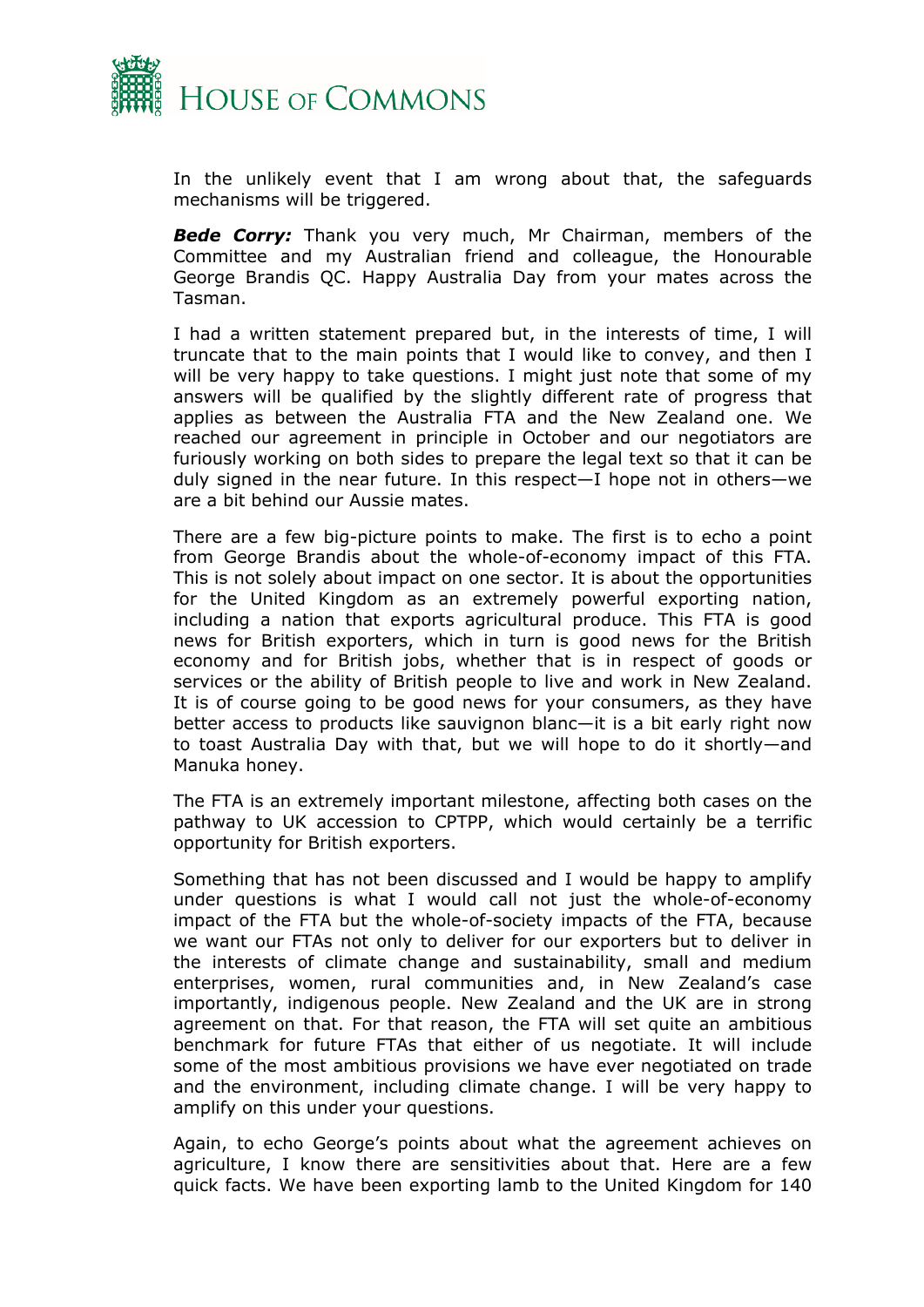In the unlikely event that I am wrong about that, the safeguards mechanisms will be triggered.

***Bede Corry:*** Thank you very much, Mr Chairman, members of the Committee and my Australian friend and colleague, the Honourable George Brandis QC. Happy Australia Day from your mates across the Tasman.

I had a written statement prepared but, in the interests of time, I will truncate that to the main points that I would like to convey, and then I will be very happy to take questions. I might just note that some of my answers will be qualified by the slightly different rate of progress that applies as between the Australia FTA and the New Zealand one. We reached our agreement in principle in October and our negotiators are furiously working on both sides to prepare the legal text so that it can be duly signed in the near future. In this respect—I hope not in others—we are a bit behind our Aussie mates.

There are a few big-picture points to make. The first is to echo a point from George Brandis about the whole-of-economy impact of this FTA. This is not solely about impact on one sector. It is about the opportunities for the United Kingdom as an extremely powerful exporting nation, including a nation that exports agricultural produce. This FTA is good news for British exporters, which in turn is good news for the British economy and for British jobs, whether that is in respect of goods or services or the ability of British people to live and work in New Zealand. It is of course going to be good news for your consumers, as they have better access to products like sauvignon blanc—it is a bit early right now to toast Australia Day with that, but we will hope to do it shortly—and Manuka honey.

The FTA is an extremely important milestone, affecting both cases on the pathway to UK accession to CPTPP, which would certainly be a terrific opportunity for British exporters.

Something that has not been discussed and I would be happy to amplify under questions is what I would call not just the whole-of-economy impact of the FTA but the whole-of-society impacts of the FTA, because we want our FTAs not only to deliver for our exporters but to deliver in the interests of climate change and sustainability, small and medium enterprises, women, rural communities and, in New Zealand's case importantly, indigenous people. New Zealand and the UK are in strong agreement on that. For that reason, the FTA will set quite an ambitious benchmark for future FTAs that either of us negotiate. It will include some of the most ambitious provisions we have ever negotiated on trade and the environment, including climate change. I will be very happy to amplify on this under your questions.

Again, to echo George's points about what the agreement achieves on agriculture, I know there are sensitivities about that. Here are a few quick facts. We have been exporting lamb to the United Kingdom for 140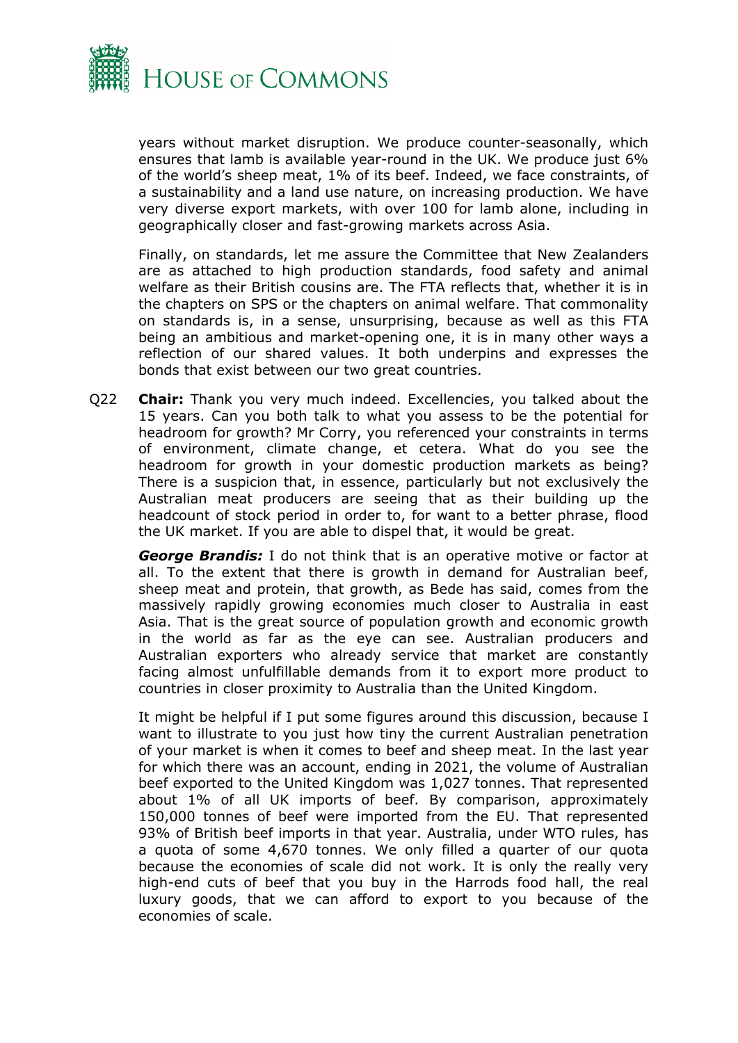years without market disruption. We produce counter-seasonally, which ensures that lamb is available year-round in the UK. We produce just 6% of the world's sheep meat, 1% of its beef. Indeed, we face constraints, of a sustainability and a land use nature, on increasing production. We have very diverse export markets, with over 100 for lamb alone, including in geographically closer and fast-growing markets across Asia.

Finally, on standards, let me assure the Committee that New Zealanders are as attached to high production standards, food safety and animal welfare as their British cousins are. The FTA reflects that, whether it is in the chapters on SPS or the chapters on animal welfare. That commonality on standards is, in a sense, unsurprising, because as well as this FTA being an ambitious and market-opening one, it is in many other ways a reflection of our shared values. It both underpins and expresses the bonds that exist between our two great countries.

Q22 **Chair:** Thank you very much indeed. Excellencies, you talked about the 15 years. Can you both talk to what you assess to be the potential for headroom for growth? Mr Corry, you referenced your constraints in terms of environment, climate change, et cetera. What do you see the headroom for growth in your domestic production markets as being? There is a suspicion that, in essence, particularly but not exclusively the Australian meat producers are seeing that as their building up the headcount of stock period in order to, for want to a better phrase, flood the UK market. If you are able to dispel that, it would be great.

***George Brandis:*** I do not think that is an operative motive or factor at all. To the extent that there is growth in demand for Australian beef, sheep meat and protein, that growth, as Bede has said, comes from the massively rapidly growing economies much closer to Australia in east Asia. That is the great source of population growth and economic growth in the world as far as the eye can see. Australian producers and Australian exporters who already service that market are constantly facing almost unfulfillable demands from it to export more product to countries in closer proximity to Australia than the United Kingdom.

It might be helpful if I put some figures around this discussion, because I want to illustrate to you just how tiny the current Australian penetration of your market is when it comes to beef and sheep meat. In the last year for which there was an account, ending in 2021, the volume of Australian beef exported to the United Kingdom was 1,027 tonnes. That represented about 1% of all UK imports of beef. By comparison, approximately 150,000 tonnes of beef were imported from the EU. That represented 93% of British beef imports in that year. Australia, under WTO rules, has a quota of some 4,670 tonnes. We only filled a quarter of our quota because the economies of scale did not work. It is only the really very high-end cuts of beef that you buy in the Harrods food hall, the real luxury goods, that we can afford to export to you because of the economies of scale.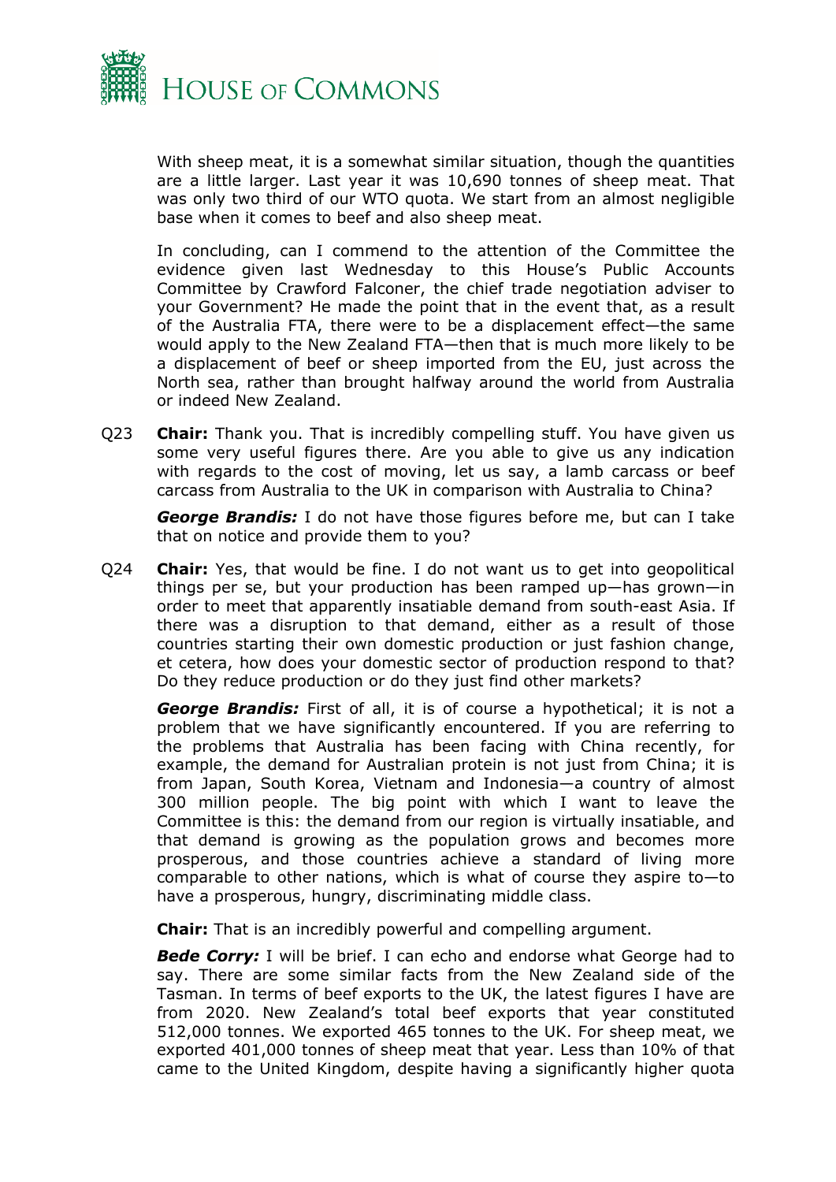With sheep meat, it is a somewhat similar situation, though the quantities are a little larger. Last year it was 10,690 tonnes of sheep meat. That was only two third of our WTO quota. We start from an almost negligible base when it comes to beef and also sheep meat.

In concluding, can I commend to the attention of the Committee the evidence given last Wednesday to this House's Public Accounts Committee by Crawford Falconer, the chief trade negotiation adviser to your Government? He made the point that in the event that, as a result of the Australia FTA, there were to be a displacement effect—the same would apply to the New Zealand FTA—then that is much more likely to be a displacement of beef or sheep imported from the EU, just across the North sea, rather than brought halfway around the world from Australia or indeed New Zealand.

Q23 **Chair:** Thank you. That is incredibly compelling stuff. You have given us some very useful figures there. Are you able to give us any indication with regards to the cost of moving, let us say, a lamb carcass or beef carcass from Australia to the UK in comparison with Australia to China?

***George Brandis:*** I do not have those figures before me, but can I take that on notice and provide them to you?

Q24 **Chair:** Yes, that would be fine. I do not want us to get into geopolitical things per se, but your production has been ramped up—has grown—in order to meet that apparently insatiable demand from south-east Asia. If there was a disruption to that demand, either as a result of those countries starting their own domestic production or just fashion change, et cetera, how does your domestic sector of production respond to that? Do they reduce production or do they just find other markets?

***George Brandis:*** First of all, it is of course a hypothetical; it is not a problem that we have significantly encountered. If you are referring to the problems that Australia has been facing with China recently, for example, the demand for Australian protein is not just from China; it is from Japan, South Korea, Vietnam and Indonesia—a country of almost 300 million people. The big point with which I want to leave the Committee is this: the demand from our region is virtually insatiable, and that demand is growing as the population grows and becomes more prosperous, and those countries achieve a standard of living more comparable to other nations, which is what of course they aspire to—to have a prosperous, hungry, discriminating middle class.

**Chair:** That is an incredibly powerful and compelling argument.

***Bede Corry:*** I will be brief. I can echo and endorse what George had to say. There are some similar facts from the New Zealand side of the Tasman. In terms of beef exports to the UK, the latest figures I have are from 2020. New Zealand's total beef exports that year constituted 512,000 tonnes. We exported 465 tonnes to the UK. For sheep meat, we exported 401,000 tonnes of sheep meat that year. Less than 10% of that came to the United Kingdom, despite having a significantly higher quota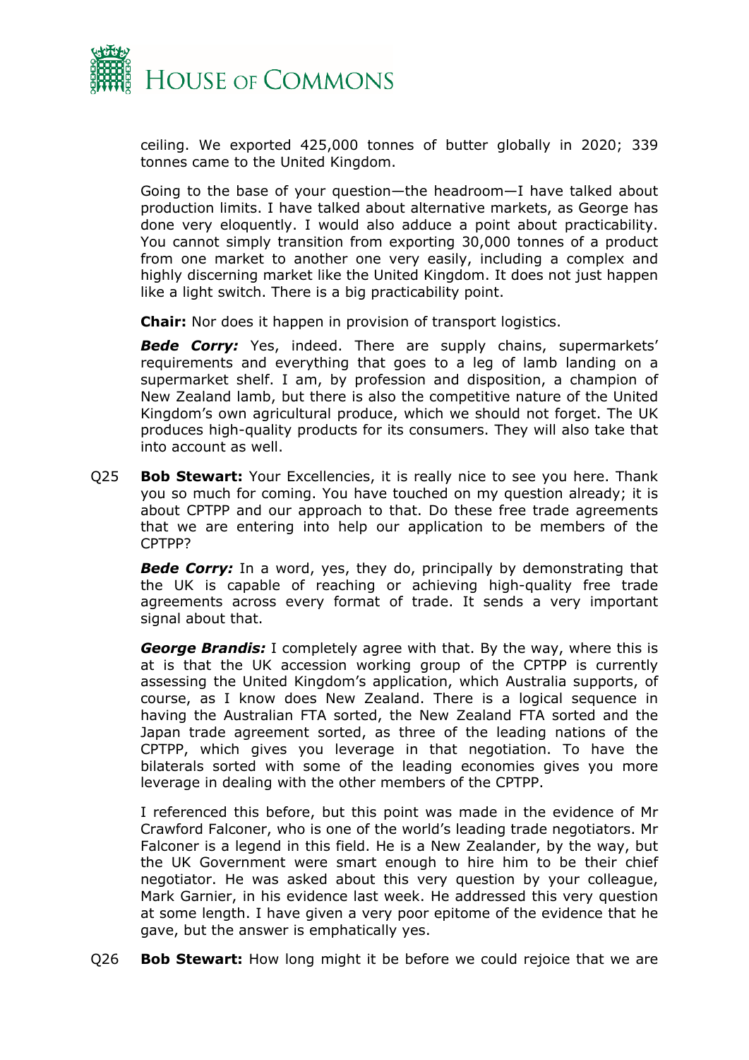ceiling. We exported 425,000 tonnes of butter globally in 2020; 339 tonnes came to the United Kingdom.

Going to the base of your question—the headroom—I have talked about production limits. I have talked about alternative markets, as George has done very eloquently. I would also adduce a point about practicability. You cannot simply transition from exporting 30,000 tonnes of a product from one market to another one very easily, including a complex and highly discerning market like the United Kingdom. It does not just happen like a light switch. There is a big practicability point.

**Chair:** Nor does it happen in provision of transport logistics.

***Bede Corry:*** Yes, indeed. There are supply chains, supermarkets' requirements and everything that goes to a leg of lamb landing on a supermarket shelf. I am, by profession and disposition, a champion of New Zealand lamb, but there is also the competitive nature of the United Kingdom's own agricultural produce, which we should not forget. The UK produces high-quality products for its consumers. They will also take that into account as well.

Q25 **Bob Stewart:** Your Excellencies, it is really nice to see you here. Thank you so much for coming. You have touched on my question already; it is about CPTPP and our approach to that. Do these free trade agreements that we are entering into help our application to be members of the CPTPP?

***Bede Corry:*** In a word, yes, they do, principally by demonstrating that the UK is capable of reaching or achieving high-quality free trade agreements across every format of trade. It sends a very important signal about that.

***George Brandis:*** I completely agree with that. By the way, where this is at is that the UK accession working group of the CPTPP is currently assessing the United Kingdom's application, which Australia supports, of course, as I know does New Zealand. There is a logical sequence in having the Australian FTA sorted, the New Zealand FTA sorted and the Japan trade agreement sorted, as three of the leading nations of the CPTPP, which gives you leverage in that negotiation. To have the bilaterals sorted with some of the leading economies gives you more leverage in dealing with the other members of the CPTPP.

I referenced this before, but this point was made in the evidence of Mr Crawford Falconer, who is one of the world's leading trade negotiators. Mr Falconer is a legend in this field. He is a New Zealander, by the way, but the UK Government were smart enough to hire him to be their chief negotiator. He was asked about this very question by your colleague, Mark Garnier, in his evidence last week. He addressed this very question at some length. I have given a very poor epitome of the evidence that he gave, but the answer is emphatically yes.

Q26 **Bob Stewart:** How long might it be before we could rejoice that we are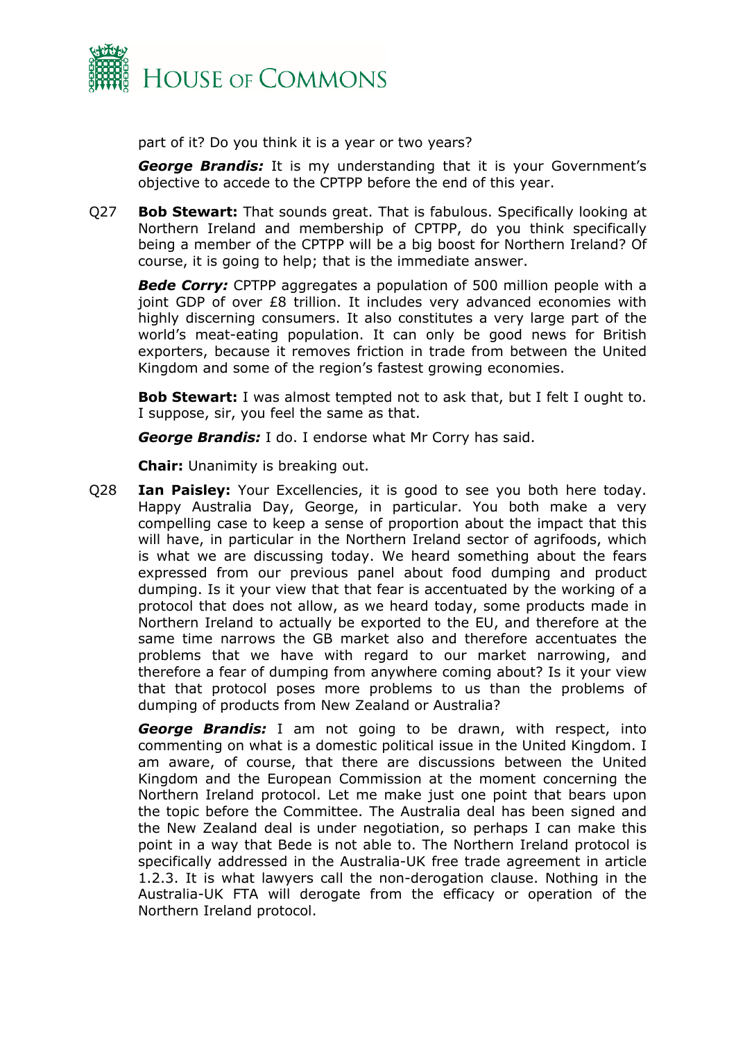part of it? Do you think it is a year or two years?

***George Brandis:*** It is my understanding that it is your Government's objective to accede to the CPTPP before the end of this year.

Q27 **Bob Stewart:** That sounds great. That is fabulous. Specifically looking at Northern Ireland and membership of CPTPP, do you think specifically being a member of the CPTPP will be a big boost for Northern Ireland? Of course, it is going to help; that is the immediate answer.

***Bede Corry:*** CPTPP aggregates a population of 500 million people with a joint GDP of over £8 trillion. It includes very advanced economies with highly discerning consumers. It also constitutes a very large part of the world's meat-eating population. It can only be good news for British exporters, because it removes friction in trade from between the United Kingdom and some of the region's fastest growing economies.

**Bob Stewart:** I was almost tempted not to ask that, but I felt I ought to. I suppose, sir, you feel the same as that.

***George Brandis:*** I do. I endorse what Mr Corry has said.

**Chair:** Unanimity is breaking out.

Q28 **Ian Paisley:** Your Excellencies, it is good to see you both here today. Happy Australia Day, George, in particular. You both make a very compelling case to keep a sense of proportion about the impact that this will have, in particular in the Northern Ireland sector of agrifoods, which is what we are discussing today. We heard something about the fears expressed from our previous panel about food dumping and product dumping. Is it your view that that fear is accentuated by the working of a protocol that does not allow, as we heard today, some products made in Northern Ireland to actually be exported to the EU, and therefore at the same time narrows the GB market also and therefore accentuates the problems that we have with regard to our market narrowing, and therefore a fear of dumping from anywhere coming about? Is it your view that that protocol poses more problems to us than the problems of dumping of products from New Zealand or Australia?

***George Brandis:*** I am not going to be drawn, with respect, into commenting on what is a domestic political issue in the United Kingdom. I am aware, of course, that there are discussions between the United Kingdom and the European Commission at the moment concerning the Northern Ireland protocol. Let me make just one point that bears upon the topic before the Committee. The Australia deal has been signed and the New Zealand deal is under negotiation, so perhaps I can make this point in a way that Bede is not able to. The Northern Ireland protocol is specifically addressed in the Australia-UK free trade agreement in article 1.2.3. It is what lawyers call the non-derogation clause. Nothing in the Australia-UK FTA will derogate from the efficacy or operation of the Northern Ireland protocol.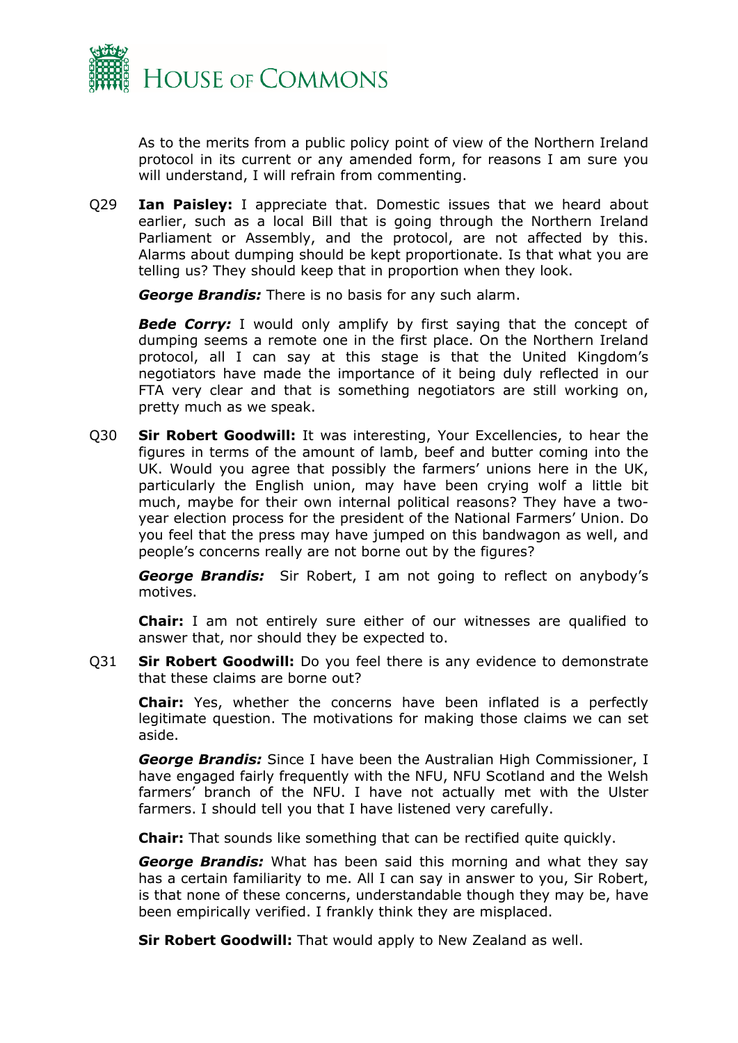As to the merits from a public policy point of view of the Northern Ireland protocol in its current or any amended form, for reasons I am sure you will understand, I will refrain from commenting.

Q29 **Ian Paisley:** I appreciate that. Domestic issues that we heard about earlier, such as a local Bill that is going through the Northern Ireland Parliament or Assembly, and the protocol, are not affected by this. Alarms about dumping should be kept proportionate. Is that what you are telling us? They should keep that in proportion when they look.

***George Brandis:*** There is no basis for any such alarm.

***Bede Corry:*** I would only amplify by first saying that the concept of dumping seems a remote one in the first place. On the Northern Ireland protocol, all I can say at this stage is that the United Kingdom's negotiators have made the importance of it being duly reflected in our FTA very clear and that is something negotiators are still working on, pretty much as we speak.

Q30 **Sir Robert Goodwill:** It was interesting, Your Excellencies, to hear the figures in terms of the amount of lamb, beef and butter coming into the UK. Would you agree that possibly the farmers' unions here in the UK, particularly the English union, may have been crying wolf a little bit much, maybe for their own internal political reasons? They have a two-year election process for the president of the National Farmers' Union. Do you feel that the press may have jumped on this bandwagon as well, and people's concerns really are not borne out by the figures?

***George Brandis:*** Sir Robert, I am not going to reflect on anybody's motives.

**Chair:** I am not entirely sure either of our witnesses are qualified to answer that, nor should they be expected to.

Q31 **Sir Robert Goodwill:** Do you feel there is any evidence to demonstrate that these claims are borne out?

**Chair:** Yes, whether the concerns have been inflated is a perfectly legitimate question. The motivations for making those claims we can set aside.

***George Brandis:*** Since I have been the Australian High Commissioner, I have engaged fairly frequently with the NFU, NFU Scotland and the Welsh farmers' branch of the NFU. I have not actually met with the Ulster farmers. I should tell you that I have listened very carefully.

**Chair:** That sounds like something that can be rectified quite quickly.

***George Brandis:*** What has been said this morning and what they say has a certain familiarity to me. All I can say in answer to you, Sir Robert, is that none of these concerns, understandable though they may be, have been empirically verified. I frankly think they are misplaced.

**Sir Robert Goodwill:** That would apply to New Zealand as well.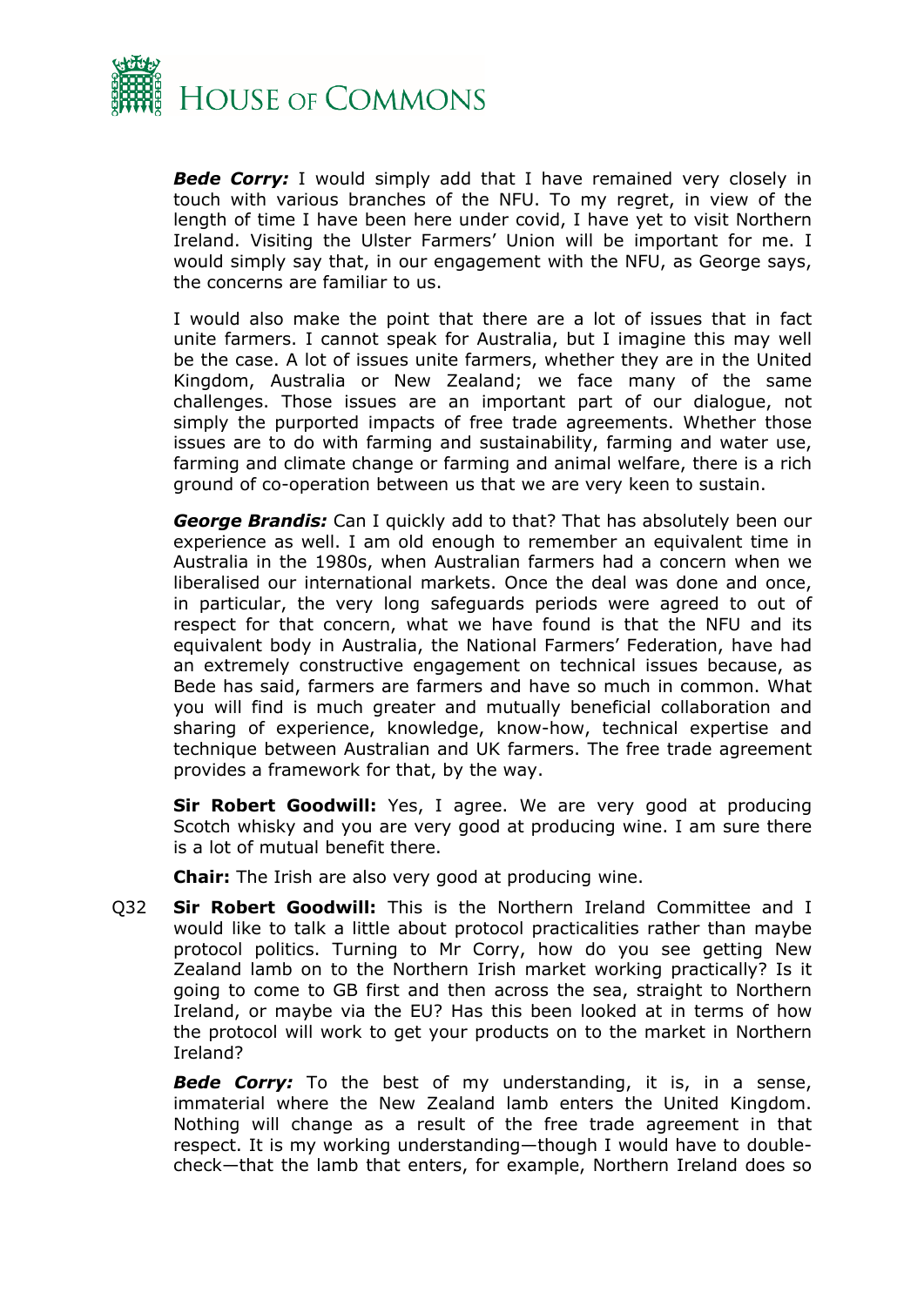***Bede Corry:*** I would simply add that I have remained very closely in touch with various branches of the NFU. To my regret, in view of the length of time I have been here under covid, I have yet to visit Northern Ireland. Visiting the Ulster Farmers' Union will be important for me. I would simply say that, in our engagement with the NFU, as George says, the concerns are familiar to us.

I would also make the point that there are a lot of issues that in fact unite farmers. I cannot speak for Australia, but I imagine this may well be the case. A lot of issues unite farmers, whether they are in the United Kingdom, Australia or New Zealand; we face many of the same challenges. Those issues are an important part of our dialogue, not simply the purported impacts of free trade agreements. Whether those issues are to do with farming and sustainability, farming and water use, farming and climate change or farming and animal welfare, there is a rich ground of co-operation between us that we are very keen to sustain.

***George Brandis:*** Can I quickly add to that? That has absolutely been our experience as well. I am old enough to remember an equivalent time in Australia in the 1980s, when Australian farmers had a concern when we liberalised our international markets. Once the deal was done and once, in particular, the very long safeguards periods were agreed to out of respect for that concern, what we have found is that the NFU and its equivalent body in Australia, the National Farmers' Federation, have had an extremely constructive engagement on technical issues because, as Bede has said, farmers are farmers and have so much in common. What you will find is much greater and mutually beneficial collaboration and sharing of experience, knowledge, know-how, technical expertise and technique between Australian and UK farmers. The free trade agreement provides a framework for that, by the way.

**Sir Robert Goodwill:** Yes, I agree. We are very good at producing Scotch whisky and you are very good at producing wine. I am sure there is a lot of mutual benefit there.

**Chair:** The Irish are also very good at producing wine.

Q32 **Sir Robert Goodwill:** This is the Northern Ireland Committee and I would like to talk a little about protocol practicalities rather than maybe protocol politics. Turning to Mr Corry, how do you see getting New Zealand lamb on to the Northern Irish market working practically? Is it going to come to GB first and then across the sea, straight to Northern Ireland, or maybe via the EU? Has this been looked at in terms of how the protocol will work to get your products on to the market in Northern Ireland?

***Bede Corry:*** To the best of my understanding, it is, in a sense, immaterial where the New Zealand lamb enters the United Kingdom. Nothing will change as a result of the free trade agreement in that respect. It is my working understanding—though I would have to double-check—that the lamb that enters, for example, Northern Ireland does so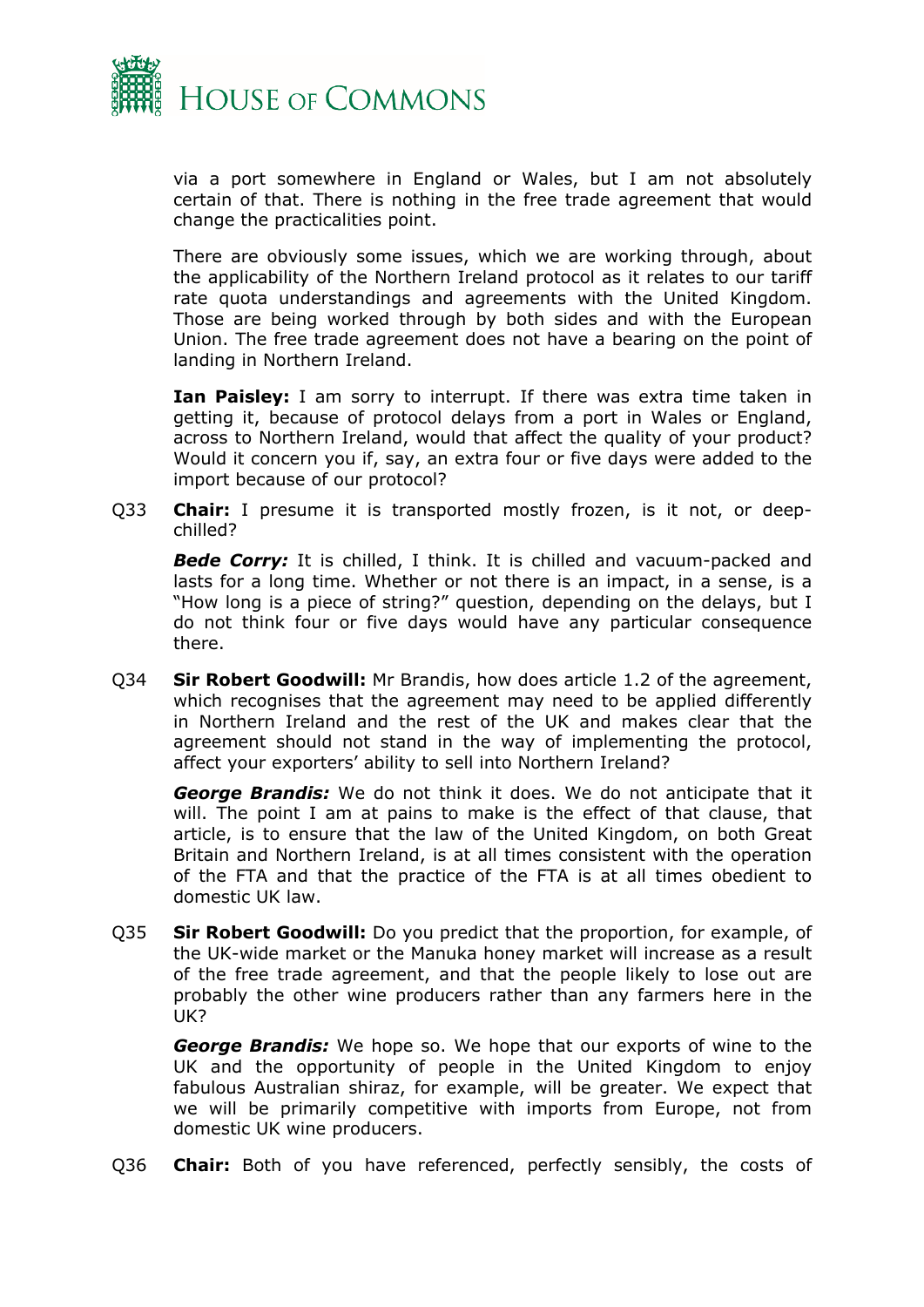via a port somewhere in England or Wales, but I am not absolutely certain of that. There is nothing in the free trade agreement that would change the practicalities point.

There are obviously some issues, which we are working through, about the applicability of the Northern Ireland protocol as it relates to our tariff rate quota understandings and agreements with the United Kingdom. Those are being worked through by both sides and with the European Union. The free trade agreement does not have a bearing on the point of landing in Northern Ireland.

**Ian Paisley:** I am sorry to interrupt. If there was extra time taken in getting it, because of protocol delays from a port in Wales or England, across to Northern Ireland, would that affect the quality of your product? Would it concern you if, say, an extra four or five days were added to the import because of our protocol?

Q33 **Chair:** I presume it is transported mostly frozen, is it not, or deep-chilled?

***Bede Corry:*** It is chilled, I think. It is chilled and vacuum-packed and lasts for a long time. Whether or not there is an impact, in a sense, is a "How long is a piece of string?" question, depending on the delays, but I do not think four or five days would have any particular consequence there.

Q34 **Sir Robert Goodwill:** Mr Brandis, how does article 1.2 of the agreement, which recognises that the agreement may need to be applied differently in Northern Ireland and the rest of the UK and makes clear that the agreement should not stand in the way of implementing the protocol, affect your exporters' ability to sell into Northern Ireland?

***George Brandis:*** We do not think it does. We do not anticipate that it will. The point I am at pains to make is the effect of that clause, that article, is to ensure that the law of the United Kingdom, on both Great Britain and Northern Ireland, is at all times consistent with the operation of the FTA and that the practice of the FTA is at all times obedient to domestic UK law.

Q35 **Sir Robert Goodwill:** Do you predict that the proportion, for example, of the UK-wide market or the Manuka honey market will increase as a result of the free trade agreement, and that the people likely to lose out are probably the other wine producers rather than any farmers here in the UK?

***George Brandis:*** We hope so. We hope that our exports of wine to the UK and the opportunity of people in the United Kingdom to enjoy fabulous Australian shiraz, for example, will be greater. We expect that we will be primarily competitive with imports from Europe, not from domestic UK wine producers.

Q36 **Chair:** Both of you have referenced, perfectly sensibly, the costs of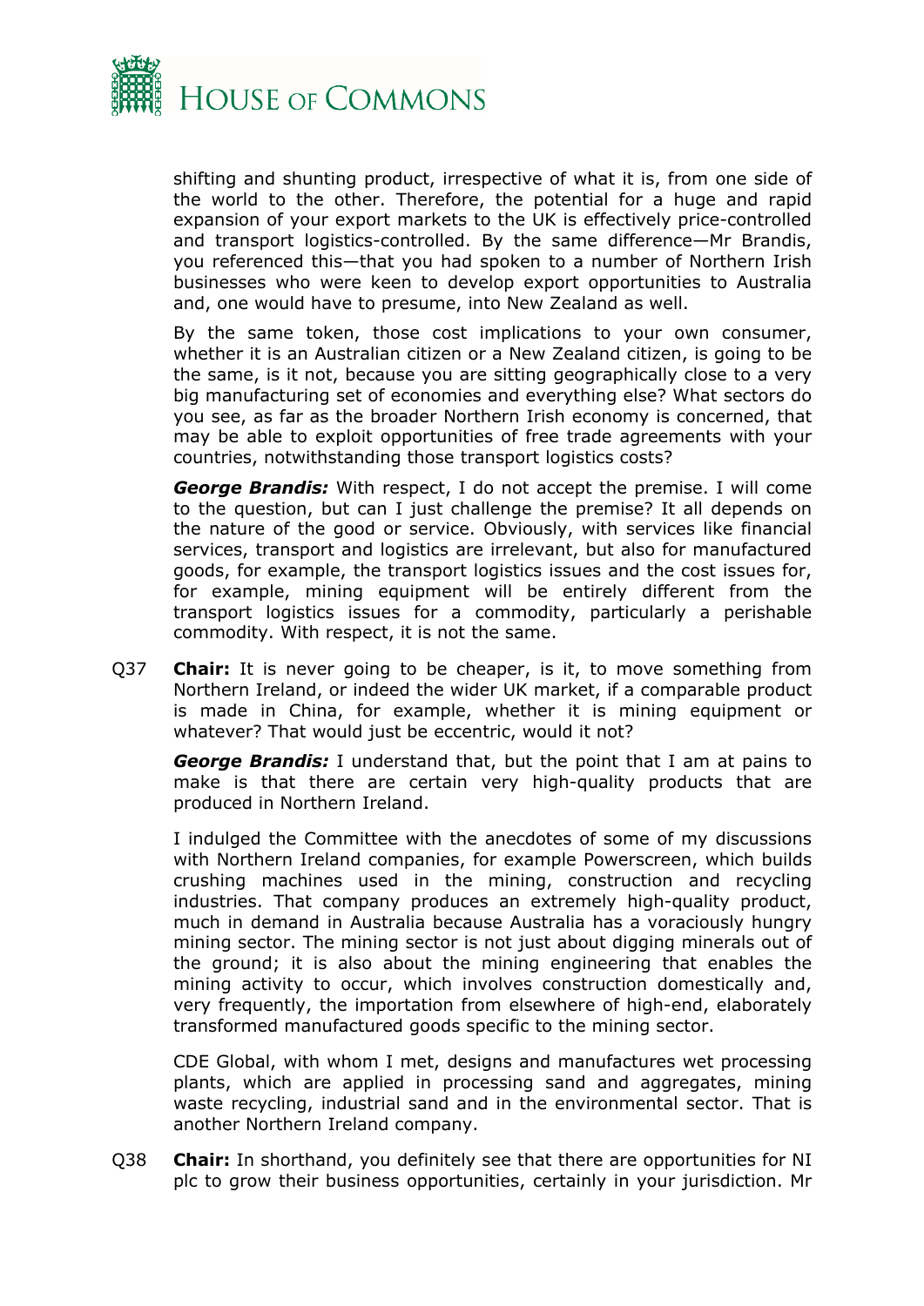shifting and shunting product, irrespective of what it is, from one side of the world to the other. Therefore, the potential for a huge and rapid expansion of your export markets to the UK is effectively price-controlled and transport logistics-controlled. By the same difference—Mr Brandis, you referenced this—that you had spoken to a number of Northern Irish businesses who were keen to develop export opportunities to Australia and, one would have to presume, into New Zealand as well.

By the same token, those cost implications to your own consumer, whether it is an Australian citizen or a New Zealand citizen, is going to be the same, is it not, because you are sitting geographically close to a very big manufacturing set of economies and everything else? What sectors do you see, as far as the broader Northern Irish economy is concerned, that may be able to exploit opportunities of free trade agreements with your countries, notwithstanding those transport logistics costs?

***George Brandis:*** With respect, I do not accept the premise. I will come to the question, but can I just challenge the premise? It all depends on the nature of the good or service. Obviously, with services like financial services, transport and logistics are irrelevant, but also for manufactured goods, for example, the transport logistics issues and the cost issues for, for example, mining equipment will be entirely different from the transport logistics issues for a commodity, particularly a perishable commodity. With respect, it is not the same.

Q37 **Chair:** It is never going to be cheaper, is it, to move something from Northern Ireland, or indeed the wider UK market, if a comparable product is made in China, for example, whether it is mining equipment or whatever? That would just be eccentric, would it not?

***George Brandis:*** I understand that, but the point that I am at pains to make is that there are certain very high-quality products that are produced in Northern Ireland.

I indulged the Committee with the anecdotes of some of my discussions with Northern Ireland companies, for example Powerscreen, which builds crushing machines used in the mining, construction and recycling industries. That company produces an extremely high-quality product, much in demand in Australia because Australia has a voraciously hungry mining sector. The mining sector is not just about digging minerals out of the ground; it is also about the mining engineering that enables the mining activity to occur, which involves construction domestically and, very frequently, the importation from elsewhere of high-end, elaborately transformed manufactured goods specific to the mining sector.

CDE Global, with whom I met, designs and manufactures wet processing plants, which are applied in processing sand and aggregates, mining waste recycling, industrial sand and in the environmental sector. That is another Northern Ireland company.

Q38 **Chair:** In shorthand, you definitely see that there are opportunities for NI plc to grow their business opportunities, certainly in your jurisdiction. Mr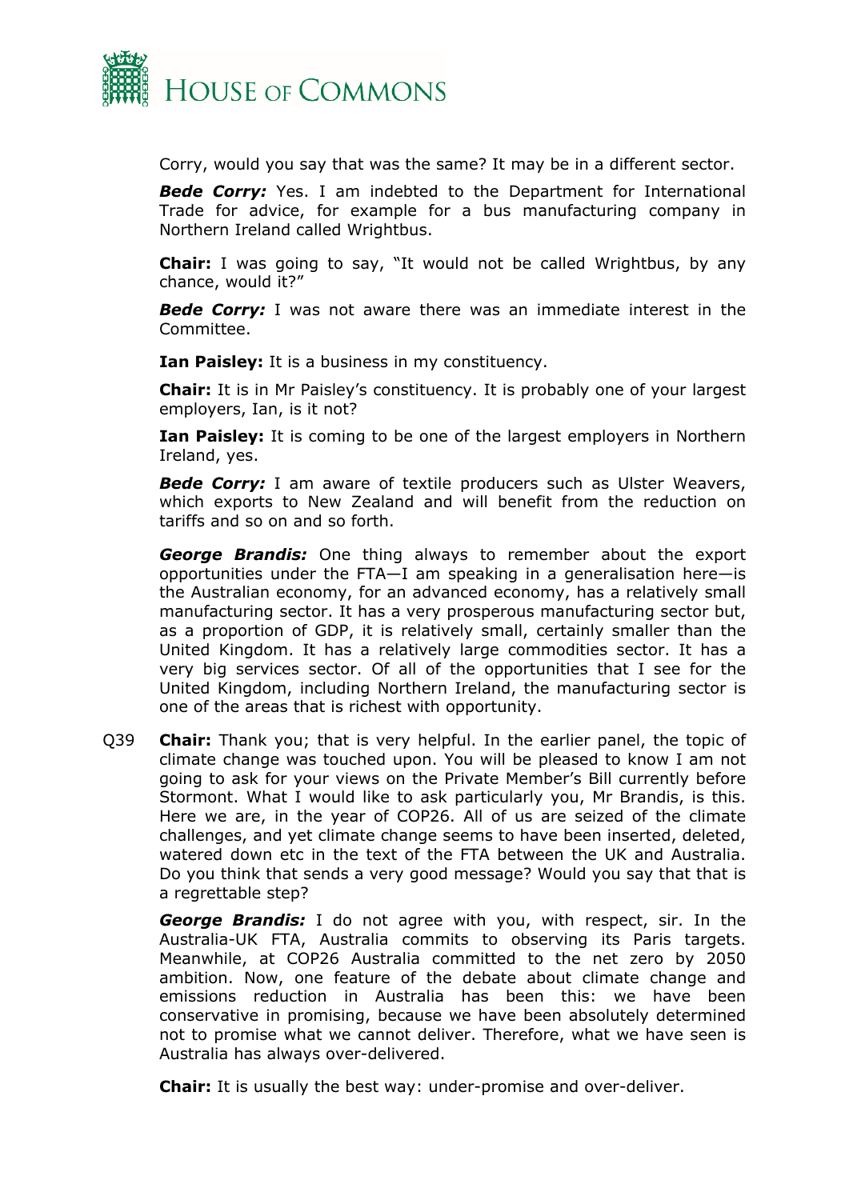Corry, would you say that was the same? It may be in a different sector.

***Bede Corry:*** Yes. I am indebted to the Department for International Trade for advice, for example for a bus manufacturing company in Northern Ireland called Wrightbus.

**Chair:** I was going to say, "It would not be called Wrightbus, by any chance, would it?"

***Bede Corry:*** I was not aware there was an immediate interest in the Committee.

**Ian Paisley:** It is a business in my constituency.

**Chair:** It is in Mr Paisley's constituency. It is probably one of your largest employers, Ian, is it not?

**Ian Paisley:** It is coming to be one of the largest employers in Northern Ireland, yes.

***Bede Corry:*** I am aware of textile producers such as Ulster Weavers, which exports to New Zealand and will benefit from the reduction on tariffs and so on and so forth.

***George Brandis:*** One thing always to remember about the export opportunities under the FTA—I am speaking in a generalisation here—is the Australian economy, for an advanced economy, has a relatively small manufacturing sector. It has a very prosperous manufacturing sector but, as a proportion of GDP, it is relatively small, certainly smaller than the United Kingdom. It has a relatively large commodities sector. It has a very big services sector. Of all of the opportunities that I see for the United Kingdom, including Northern Ireland, the manufacturing sector is one of the areas that is richest with opportunity.

Q39 **Chair:** Thank you; that is very helpful. In the earlier panel, the topic of climate change was touched upon. You will be pleased to know I am not going to ask for your views on the Private Member's Bill currently before Stormont. What I would like to ask particularly you, Mr Brandis, is this. Here we are, in the year of COP26. All of us are seized of the climate challenges, and yet climate change seems to have been inserted, deleted, watered down etc in the text of the FTA between the UK and Australia. Do you think that sends a very good message? Would you say that that is a regrettable step?

***George Brandis:*** I do not agree with you, with respect, sir. In the Australia-UK FTA, Australia commits to observing its Paris targets. Meanwhile, at COP26 Australia committed to the net zero by 2050 ambition. Now, one feature of the debate about climate change and emissions reduction in Australia has been this: we have been conservative in promising, because we have been absolutely determined not to promise what we cannot deliver. Therefore, what we have seen is Australia has always over-delivered.

**Chair:** It is usually the best way: under-promise and over-deliver.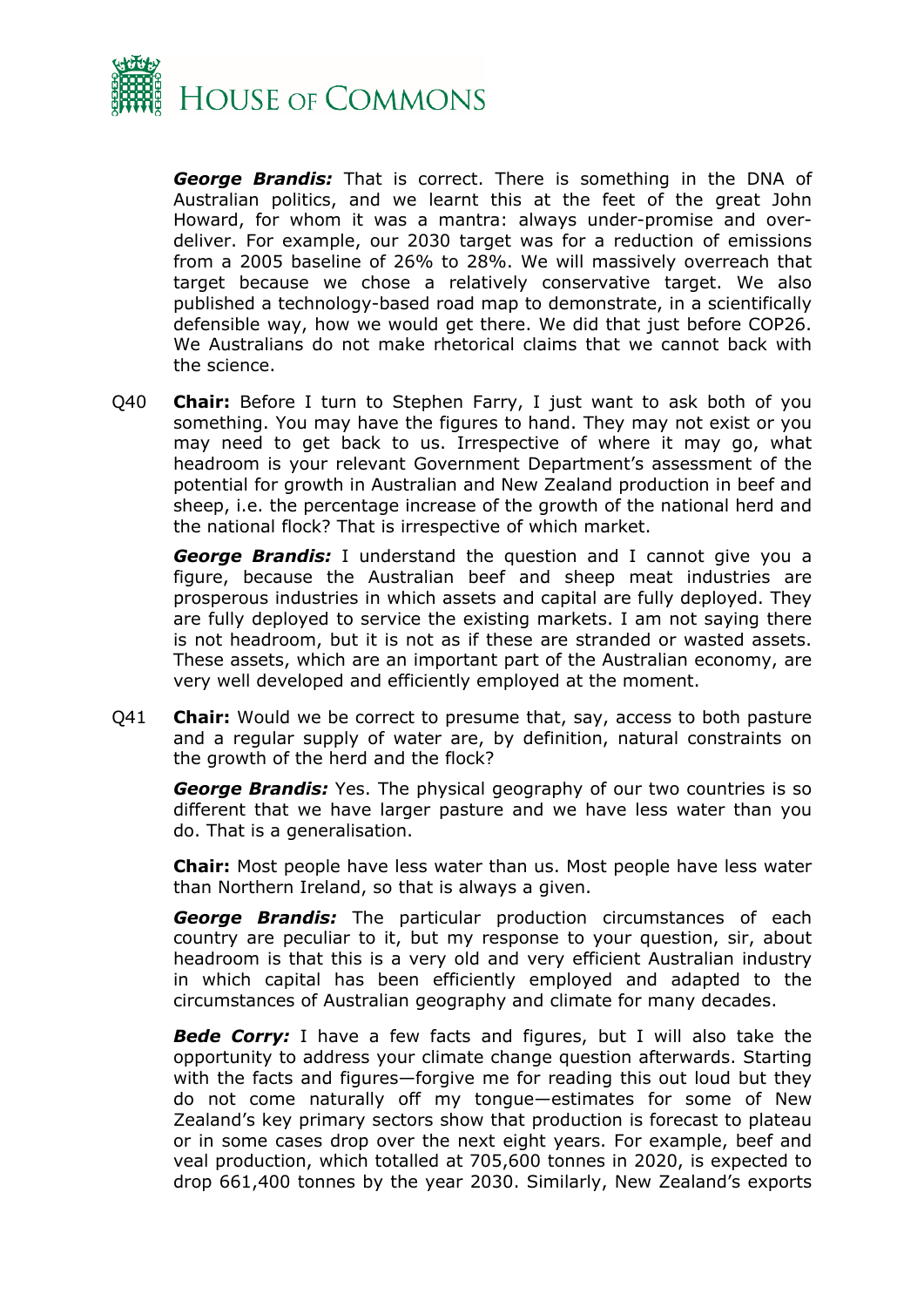***George Brandis:*** That is correct. There is something in the DNA of Australian politics, and we learnt this at the feet of the great John Howard, for whom it was a mantra: always under-promise and over-deliver. For example, our 2030 target was for a reduction of emissions from a 2005 baseline of 26% to 28%. We will massively overreach that target because we chose a relatively conservative target. We also published a technology-based road map to demonstrate, in a scientifically defensible way, how we would get there. We did that just before COP26. We Australians do not make rhetorical claims that we cannot back with the science.

Q40 **Chair:** Before I turn to Stephen Farry, I just want to ask both of you something. You may have the figures to hand. They may not exist or you may need to get back to us. Irrespective of where it may go, what headroom is your relevant Government Department's assessment of the potential for growth in Australian and New Zealand production in beef and sheep, i.e. the percentage increase of the growth of the national herd and the national flock? That is irrespective of which market.

***George Brandis:*** I understand the question and I cannot give you a figure, because the Australian beef and sheep meat industries are prosperous industries in which assets and capital are fully deployed. They are fully deployed to service the existing markets. I am not saying there is not headroom, but it is not as if these are stranded or wasted assets. These assets, which are an important part of the Australian economy, are very well developed and efficiently employed at the moment.

Q41 **Chair:** Would we be correct to presume that, say, access to both pasture and a regular supply of water are, by definition, natural constraints on the growth of the herd and the flock?

***George Brandis:*** Yes. The physical geography of our two countries is so different that we have larger pasture and we have less water than you do. That is a generalisation.

**Chair:** Most people have less water than us. Most people have less water than Northern Ireland, so that is always a given.

***George Brandis:*** The particular production circumstances of each country are peculiar to it, but my response to your question, sir, about headroom is that this is a very old and very efficient Australian industry in which capital has been efficiently employed and adapted to the circumstances of Australian geography and climate for many decades.

***Bede Corry:*** I have a few facts and figures, but I will also take the opportunity to address your climate change question afterwards. Starting with the facts and figures—forgive me for reading this out loud but they do not come naturally off my tongue—estimates for some of New Zealand's key primary sectors show that production is forecast to plateau or in some cases drop over the next eight years. For example, beef and veal production, which totalled at 705,600 tonnes in 2020, is expected to drop 661,400 tonnes by the year 2030. Similarly, New Zealand's exports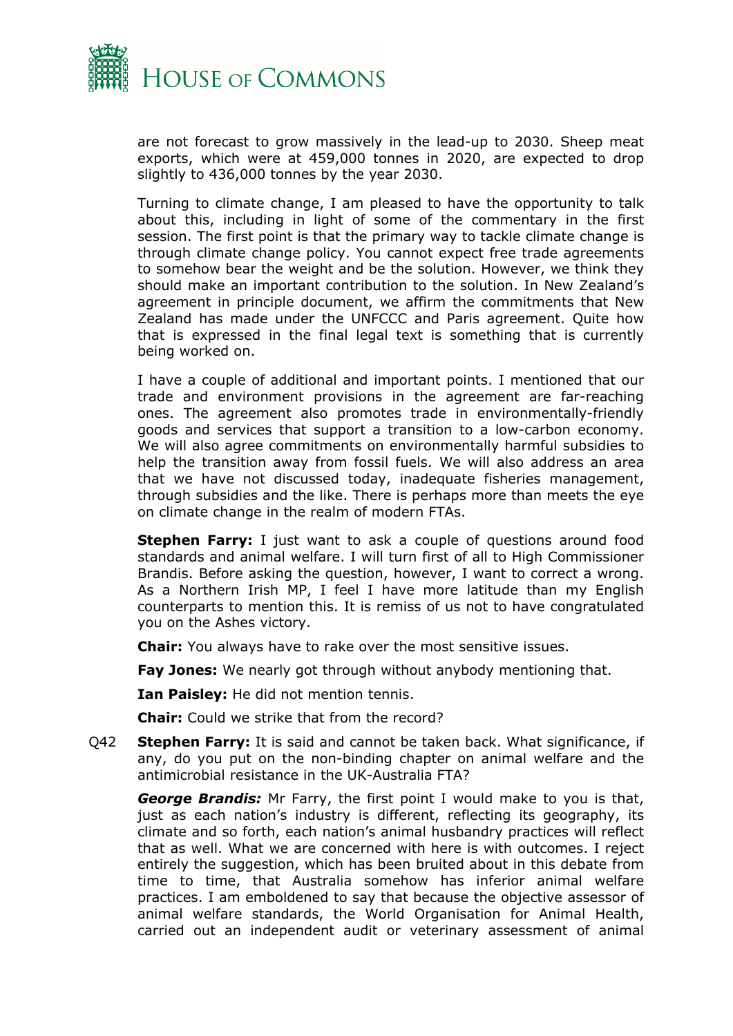are not forecast to grow massively in the lead-up to 2030. Sheep meat exports, which were at 459,000 tonnes in 2020, are expected to drop slightly to 436,000 tonnes by the year 2030.

Turning to climate change, I am pleased to have the opportunity to talk about this, including in light of some of the commentary in the first session. The first point is that the primary way to tackle climate change is through climate change policy. You cannot expect free trade agreements to somehow bear the weight and be the solution. However, we think they should make an important contribution to the solution. In New Zealand's agreement in principle document, we affirm the commitments that New Zealand has made under the UNFCCC and Paris agreement. Quite how that is expressed in the final legal text is something that is currently being worked on.

I have a couple of additional and important points. I mentioned that our trade and environment provisions in the agreement are far-reaching ones. The agreement also promotes trade in environmentally-friendly goods and services that support a transition to a low-carbon economy. We will also agree commitments on environmentally harmful subsidies to help the transition away from fossil fuels. We will also address an area that we have not discussed today, inadequate fisheries management, through subsidies and the like. There is perhaps more than meets the eye on climate change in the realm of modern FTAs.

**Stephen Farry:** I just want to ask a couple of questions around food standards and animal welfare. I will turn first of all to High Commissioner Brandis. Before asking the question, however, I want to correct a wrong. As a Northern Irish MP, I feel I have more latitude than my English counterparts to mention this. It is remiss of us not to have congratulated you on the Ashes victory.

**Chair:** You always have to rake over the most sensitive issues.

**Fay Jones:** We nearly got through without anybody mentioning that.

**Ian Paisley:** He did not mention tennis.

**Chair:** Could we strike that from the record?

Q42 **Stephen Farry:** It is said and cannot be taken back. What significance, if any, do you put on the non-binding chapter on animal welfare and the antimicrobial resistance in the UK-Australia FTA?

***George Brandis:*** Mr Farry, the first point I would make to you is that, just as each nation's industry is different, reflecting its geography, its climate and so forth, each nation's animal husbandry practices will reflect that as well. What we are concerned with here is with outcomes. I reject entirely the suggestion, which has been bruited about in this debate from time to time, that Australia somehow has inferior animal welfare practices. I am emboldened to say that because the objective assessor of animal welfare standards, the World Organisation for Animal Health, carried out an independent audit or veterinary assessment of animal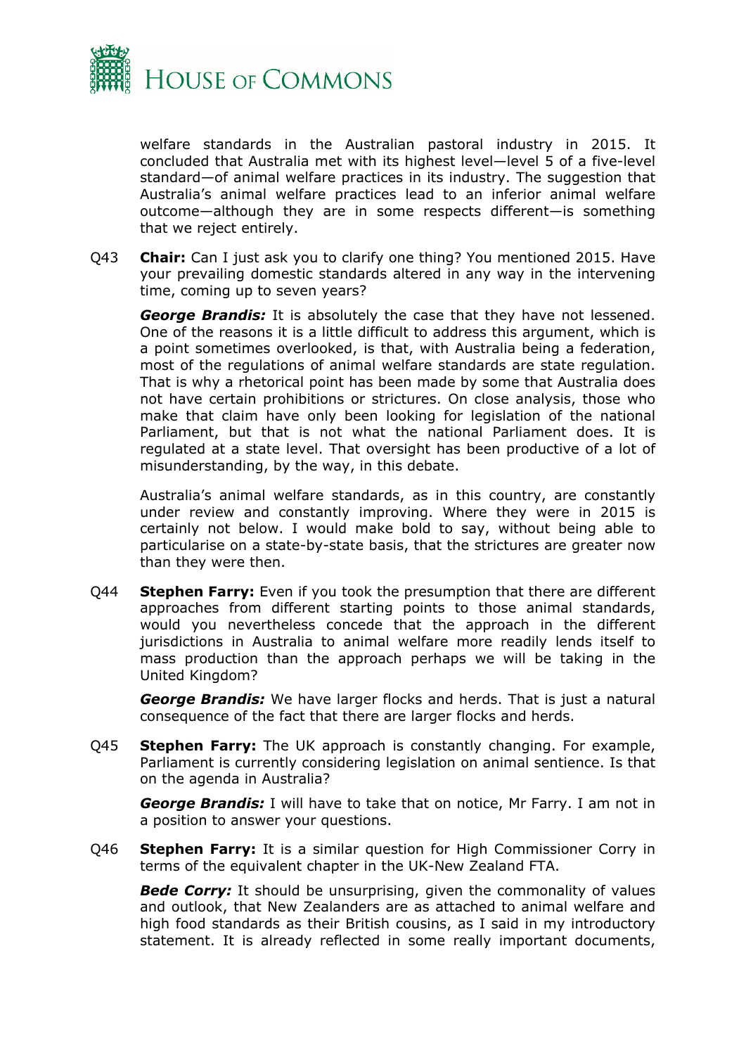welfare standards in the Australian pastoral industry in 2015. It concluded that Australia met with its highest level—level 5 of a five-level standard—of animal welfare practices in its industry. The suggestion that Australia's animal welfare practices lead to an inferior animal welfare outcome—although they are in some respects different—is something that we reject entirely.

Q43 **Chair:** Can I just ask you to clarify one thing? You mentioned 2015. Have your prevailing domestic standards altered in any way in the intervening time, coming up to seven years?

***George Brandis:*** It is absolutely the case that they have not lessened. One of the reasons it is a little difficult to address this argument, which is a point sometimes overlooked, is that, with Australia being a federation, most of the regulations of animal welfare standards are state regulation. That is why a rhetorical point has been made by some that Australia does not have certain prohibitions or strictures. On close analysis, those who make that claim have only been looking for legislation of the national Parliament, but that is not what the national Parliament does. It is regulated at a state level. That oversight has been productive of a lot of misunderstanding, by the way, in this debate.

Australia's animal welfare standards, as in this country, are constantly under review and constantly improving. Where they were in 2015 is certainly not below. I would make bold to say, without being able to particularise on a state-by-state basis, that the strictures are greater now than they were then.

Q44 **Stephen Farry:** Even if you took the presumption that there are different approaches from different starting points to those animal standards, would you nevertheless concede that the approach in the different jurisdictions in Australia to animal welfare more readily lends itself to mass production than the approach perhaps we will be taking in the United Kingdom?

***George Brandis:*** We have larger flocks and herds. That is just a natural consequence of the fact that there are larger flocks and herds.

Q45 **Stephen Farry:** The UK approach is constantly changing. For example, Parliament is currently considering legislation on animal sentience. Is that on the agenda in Australia?

***George Brandis:*** I will have to take that on notice, Mr Farry. I am not in a position to answer your questions.

Q46 **Stephen Farry:** It is a similar question for High Commissioner Corry in terms of the equivalent chapter in the UK-New Zealand FTA.

***Bede Corry:*** It should be unsurprising, given the commonality of values and outlook, that New Zealanders are as attached to animal welfare and high food standards as their British cousins, as I said in my introductory statement. It is already reflected in some really important documents,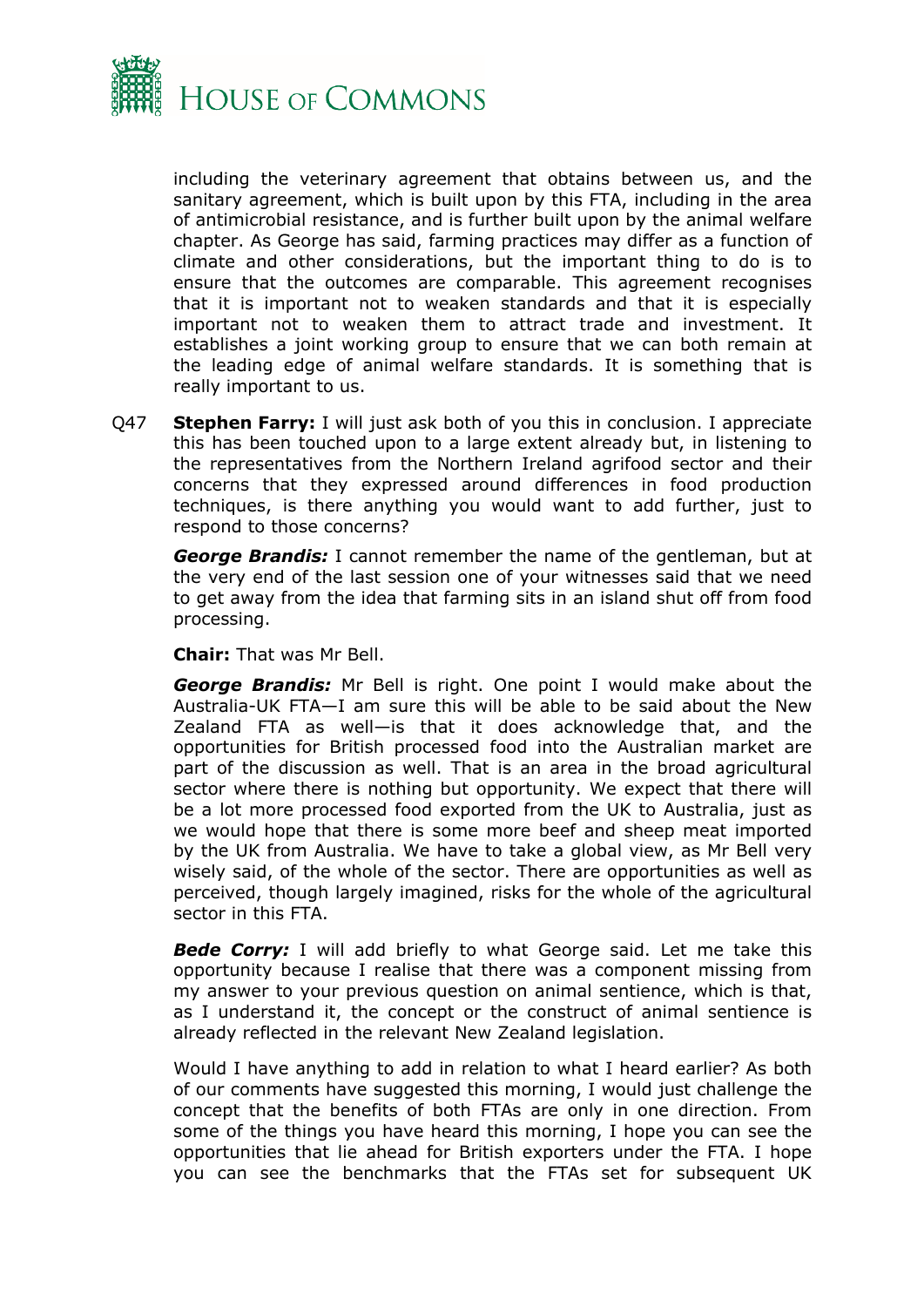including the veterinary agreement that obtains between us, and the sanitary agreement, which is built upon by this FTA, including in the area of antimicrobial resistance, and is further built upon by the animal welfare chapter. As George has said, farming practices may differ as a function of climate and other considerations, but the important thing to do is to ensure that the outcomes are comparable. This agreement recognises that it is important not to weaken standards and that it is especially important not to weaken them to attract trade and investment. It establishes a joint working group to ensure that we can both remain at the leading edge of animal welfare standards. It is something that is really important to us.

Q47 **Stephen Farry:** I will just ask both of you this in conclusion. I appreciate this has been touched upon to a large extent already but, in listening to the representatives from the Northern Ireland agrifood sector and their concerns that they expressed around differences in food production techniques, is there anything you would want to add further, just to respond to those concerns?

***George Brandis:*** I cannot remember the name of the gentleman, but at the very end of the last session one of your witnesses said that we need to get away from the idea that farming sits in an island shut off from food processing.

**Chair:** That was Mr Bell.

***George Brandis:*** Mr Bell is right. One point I would make about the Australia-UK FTA—I am sure this will be able to be said about the New Zealand FTA as well—is that it does acknowledge that, and the opportunities for British processed food into the Australian market are part of the discussion as well. That is an area in the broad agricultural sector where there is nothing but opportunity. We expect that there will be a lot more processed food exported from the UK to Australia, just as we would hope that there is some more beef and sheep meat imported by the UK from Australia. We have to take a global view, as Mr Bell very wisely said, of the whole of the sector. There are opportunities as well as perceived, though largely imagined, risks for the whole of the agricultural sector in this FTA.

***Bede Corry:*** I will add briefly to what George said. Let me take this opportunity because I realise that there was a component missing from my answer to your previous question on animal sentience, which is that, as I understand it, the concept or the construct of animal sentience is already reflected in the relevant New Zealand legislation.

Would I have anything to add in relation to what I heard earlier? As both of our comments have suggested this morning, I would just challenge the concept that the benefits of both FTAs are only in one direction. From some of the things you have heard this morning, I hope you can see the opportunities that lie ahead for British exporters under the FTA. I hope you can see the benchmarks that the FTAs set for subsequent UK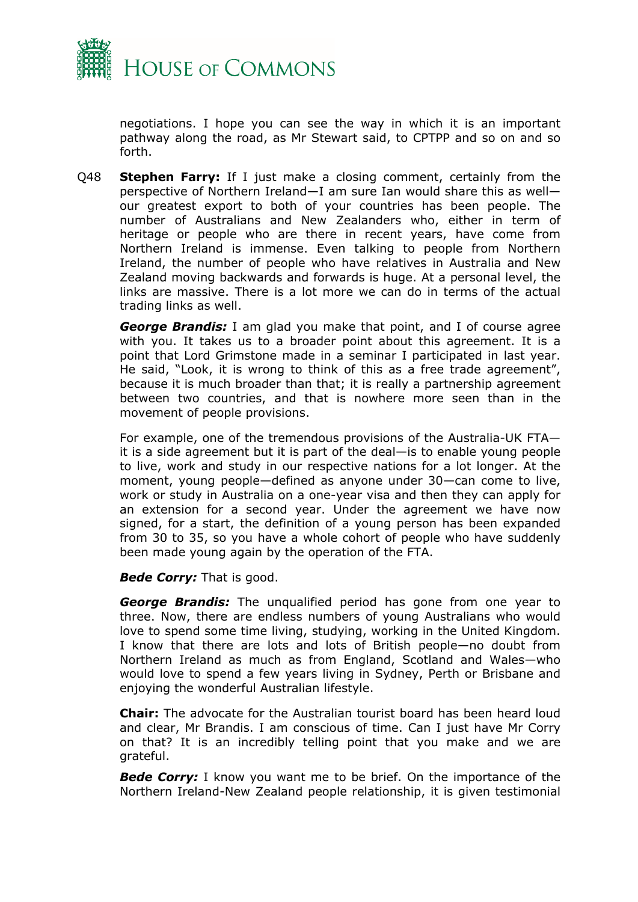negotiations. I hope you can see the way in which it is an important pathway along the road, as Mr Stewart said, to CPTPP and so on and so forth.

Q48 **Stephen Farry:** If I just make a closing comment, certainly from the perspective of Northern Ireland—I am sure Ian would share this as well—our greatest export to both of your countries has been people. The number of Australians and New Zealanders who, either in term of heritage or people who are there in recent years, have come from Northern Ireland is immense. Even talking to people from Northern Ireland, the number of people who have relatives in Australia and New Zealand moving backwards and forwards is huge. At a personal level, the links are massive. There is a lot more we can do in terms of the actual trading links as well.

***George Brandis:*** I am glad you make that point, and I of course agree with you. It takes us to a broader point about this agreement. It is a point that Lord Grimstone made in a seminar I participated in last year. He said, "Look, it is wrong to think of this as a free trade agreement", because it is much broader than that; it is really a partnership agreement between two countries, and that is nowhere more seen than in the movement of people provisions.

For example, one of the tremendous provisions of the Australia-UK FTA—it is a side agreement but it is part of the deal—is to enable young people to live, work and study in our respective nations for a lot longer. At the moment, young people—defined as anyone under 30—can come to live, work or study in Australia on a one-year visa and then they can apply for an extension for a second year. Under the agreement we have now signed, for a start, the definition of a young person has been expanded from 30 to 35, so you have a whole cohort of people who have suddenly been made young again by the operation of the FTA.

***Bede Corry:*** That is good.

***George Brandis:*** The unqualified period has gone from one year to three. Now, there are endless numbers of young Australians who would love to spend some time living, studying, working in the United Kingdom. I know that there are lots and lots of British people—no doubt from Northern Ireland as much as from England, Scotland and Wales—who would love to spend a few years living in Sydney, Perth or Brisbane and enjoying the wonderful Australian lifestyle.

**Chair:** The advocate for the Australian tourist board has been heard loud and clear, Mr Brandis. I am conscious of time. Can I just have Mr Corry on that? It is an incredibly telling point that you make and we are grateful.

***Bede Corry:*** I know you want me to be brief. On the importance of the Northern Ireland-New Zealand people relationship, it is given testimonial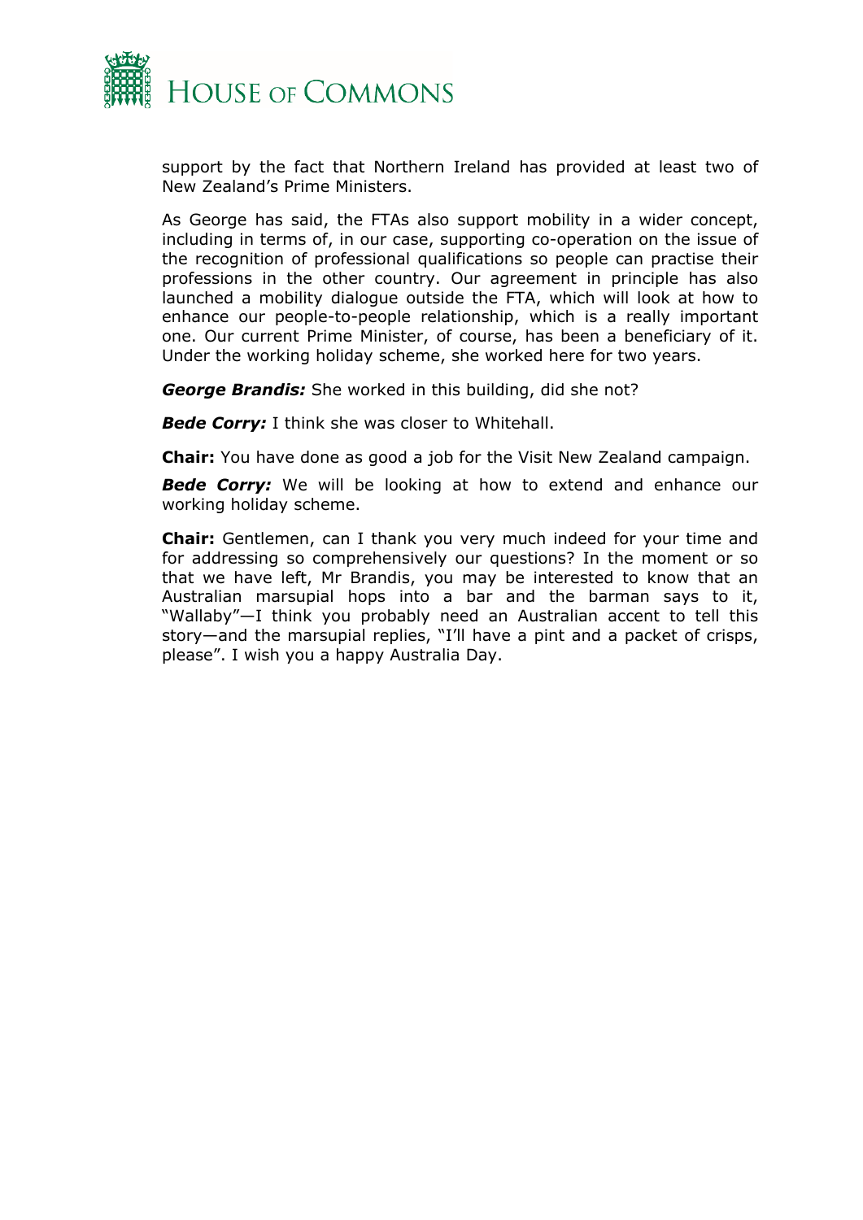support by the fact that Northern Ireland has provided at least two of New Zealand's Prime Ministers.

As George has said, the FTAs also support mobility in a wider concept, including in terms of, in our case, supporting co-operation on the issue of the recognition of professional qualifications so people can practise their professions in the other country. Our agreement in principle has also launched a mobility dialogue outside the FTA, which will look at how to enhance our people-to-people relationship, which is a really important one. Our current Prime Minister, of course, has been a beneficiary of it. Under the working holiday scheme, she worked here for two years.

***George Brandis:*** She worked in this building, did she not?

***Bede Corry:*** I think she was closer to Whitehall.

**Chair:** You have done as good a job for the Visit New Zealand campaign.

***Bede Corry:*** We will be looking at how to extend and enhance our working holiday scheme.

**Chair:** Gentlemen, can I thank you very much indeed for your time and for addressing so comprehensively our questions? In the moment or so that we have left, Mr Brandis, you may be interested to know that an Australian marsupial hops into a bar and the barman says to it, "Wallaby"—I think you probably need an Australian accent to tell this story—and the marsupial replies, "I'll have a pint and a packet of crisps, please". I wish you a happy Australia Day.